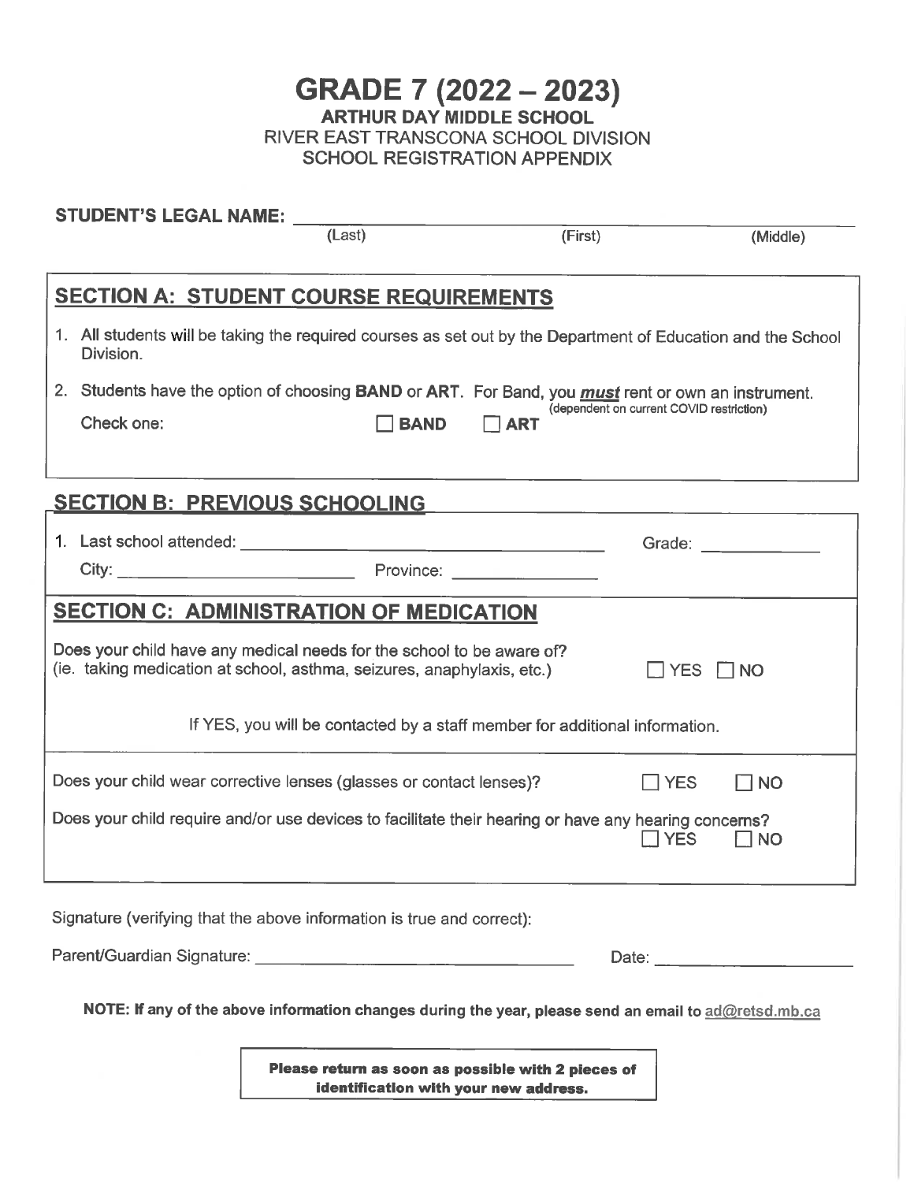# GRADE 7 (2022 – 2023)

**ARTHUR DAY MIDDLE SCHOOL**

RIVER EAST TRANSCONA SCHOOL DIVISION

SCHOOL REGISTRATION APPENDIX

**STUDENT'S LEGAL NAME:** ____________________________________________

(Last) (First) (Middle)

## SECTION A: STUDENT COURSE REQUIREMENTS

1. All students will be taking the required courses as set out by the Department of Education and the School Division.
2. Students have the option of choosing **BAND** or **ART**. For Band, you ***must*** rent or own an instrument. (dependent on current COVID restriction)

   Check one: ☐ **BAND** ☐ **ART**

## SECTION B: PREVIOUS SCHOOLING

1. Last school attended: ______________________________ Grade: __________

   City: ____________________ Province: ______________

## SECTION C: ADMINISTRATION OF MEDICATION

Does your child have any medical needs for the school to be aware of?
(ie. taking medication at school, asthma, seizures, anaphylaxis, etc.) ☐ YES ☐ NO

If YES, you will be contacted by a staff member for additional information.

Does your child wear corrective lenses (glasses or contact lenses)? ☐ YES ☐ NO

Does your child require and/or use devices to facilitate their hearing or have any hearing concerns? ☐ YES ☐ NO

Signature (verifying that the above information is true and correct):

Parent/Guardian Signature: ______________________________ Date: __________________

**NOTE: If any of the above information changes during the year, please send an email to ad@retsd.mb.ca**

**Please return as soon as possible with 2 pieces of identification with your new address.**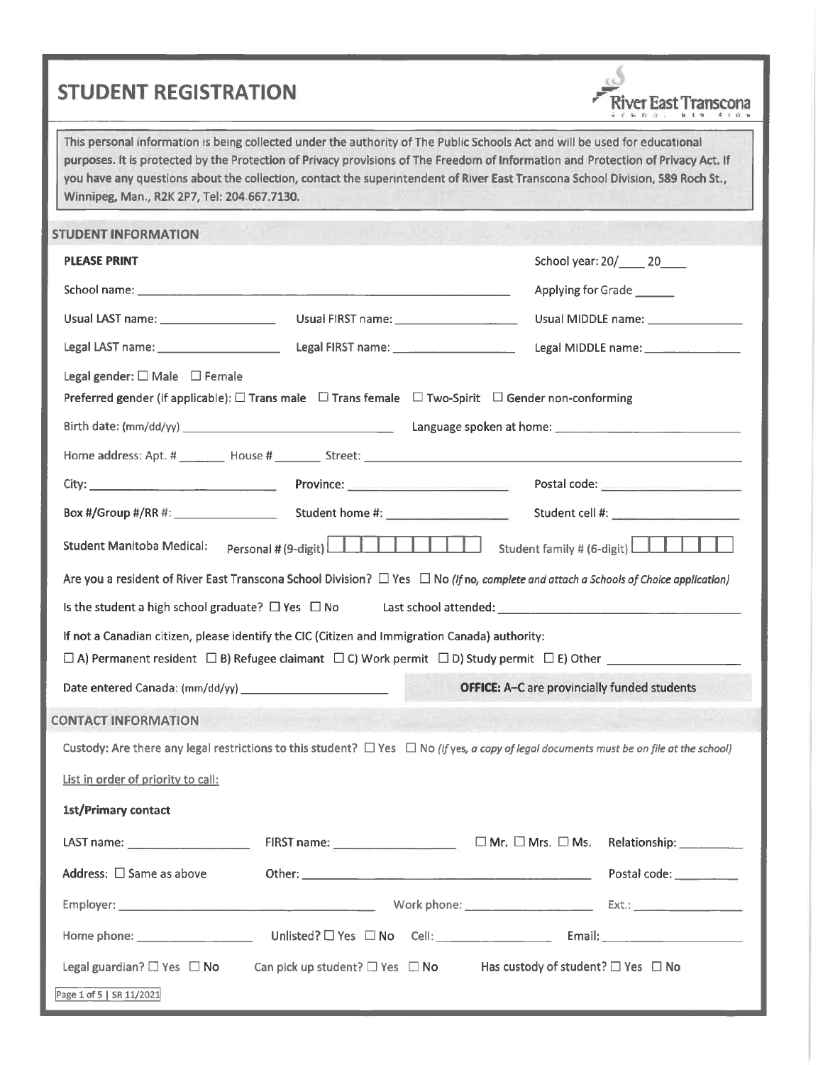# STUDENT REGISTRATION

River East Transcona School Division

This personal information is being collected under the authority of The Public Schools Act and will be used for educational purposes. It is protected by the Protection of Privacy provisions of The Freedom of Information and Protection of Privacy Act. If you have any questions about the collection, contact the superintendent of River East Transcona School Division, 589 Roch St., Winnipeg, Man., R2K 2P7, Tel: 204.667.7130.

## STUDENT INFORMATION

**PLEASE PRINT**

School year: 20/____ 20____

School name: ______________________________ Applying for Grade ______

Usual LAST name: ______________ Usual FIRST name: ______________ Usual MIDDLE name: ______________

Legal LAST name: ______________ Legal FIRST name: ______________ Legal MIDDLE name: ______________

Legal gender: ☐ Male ☐ Female

Preferred gender (if applicable): ☐ Trans male ☐ Trans female ☐ Two-Spirit ☐ Gender non-conforming

Birth date: (mm/dd/yy) ______________ Language spoken at home: ______________

Home address: Apt. # _______ House # _______ Street: ______________________________

City: ______________ Province: ______________ Postal code: ______________

Box #/Group #/RR #: ______________ Student home #: ______________ Student cell #: ______________

Student Manitoba Medical: Personal # (9-digit) ☐☐☐☐☐☐☐☐☐ Student family # (6-digit) ☐☐☐☐☐☐

Are you a resident of River East Transcona School Division? ☐ Yes ☐ No *(If no, complete and attach a Schools of Choice application)*

Is the student a high school graduate? ☐ Yes ☐ No Last school attended: ______________________________

If not a Canadian citizen, please identify the CIC (Citizen and Immigration Canada) authority:

☐ A) Permanent resident ☐ B) Refugee claimant ☐ C) Work permit ☐ D) Study permit ☐ E) Other ______________

Date entered Canada: (mm/dd/yy) ______________ **OFFICE:** A–C are provincially funded students

## CONTACT INFORMATION

Custody: Are there any legal restrictions to this student? ☐ Yes ☐ No *(If yes, a copy of legal documents must be on file at the school)*

List in order of priority to call:

**1st/Primary contact**

LAST name: ______________ FIRST name: ______________ ☐ Mr. ☐ Mrs. ☐ Ms. Relationship: __________

Address: ☐ Same as above Other: ______________________________ Postal code: __________

Employer: ______________________________ Work phone: ______________ Ext.: ______________

Home phone: ______________ Unlisted? ☐ Yes ☐ No Cell: ______________ Email: ______________

Legal guardian? ☐ Yes ☐ No Can pick up student? ☐ Yes ☐ No Has custody of student? ☐ Yes ☐ No

SR 11/2021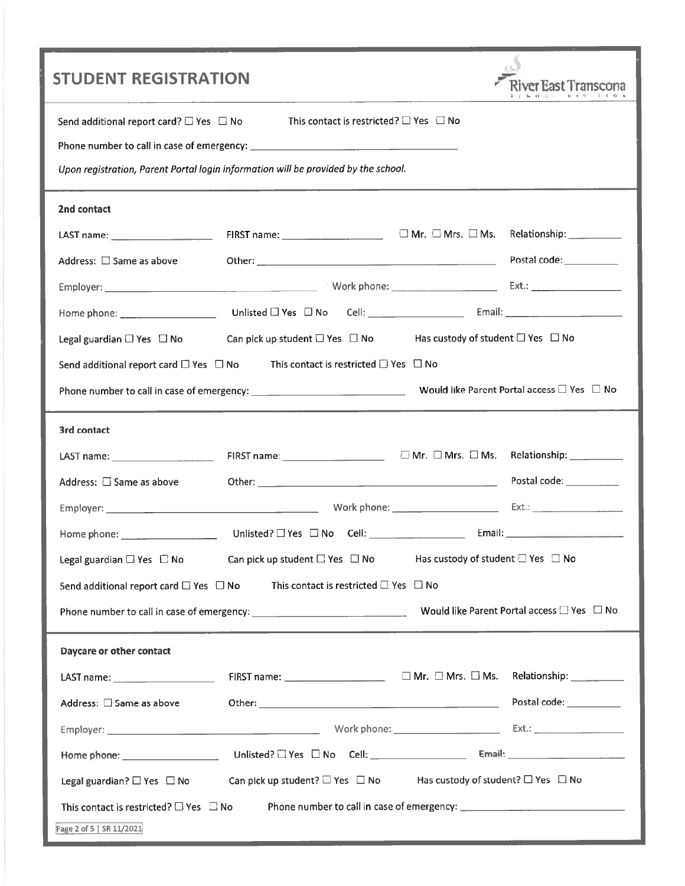## STUDENT REGISTRATION

River East Transcona School Division

Send additional report card? ☐ Yes ☐ No This contact is restricted? ☐ Yes ☐ No

Phone number to call in case of emergency: ___________________________________

*Upon registration, Parent Portal login information will be provided by the school.*

### 2nd contact

LAST name: ________________ FIRST name: ________________ ☐ Mr. ☐ Mrs. ☐ Ms. Relationship: __________

Address: ☐ Same as above Other: ________________________________________ Postal code: __________

Employer: ________________________________ Work phone: ________________ Ext.: ______________

Home phone: ________________ Unlisted ☐ Yes ☐ No Cell: ________________ Email: ____________________

Legal guardian ☐ Yes ☐ No Can pick up student ☐ Yes ☐ No Has custody of student ☐ Yes ☐ No

Send additional report card ☐ Yes ☐ No This contact is restricted ☐ Yes ☐ No

Phone number to call in case of emergency: ________________________ Would like Parent Portal access ☐ Yes ☐ No

### 3rd contact

LAST name: ________________ FIRST name: ________________ ☐ Mr. ☐ Mrs. ☐ Ms. Relationship: __________

Address: ☐ Same as above Other: ________________________________________ Postal code: __________

Employer: ________________________________ Work phone: ________________ Ext.: ______________

Home phone: ________________ Unlisted? ☐ Yes ☐ No Cell: ________________ Email: ____________________

Legal guardian ☐ Yes ☐ No Can pick up student ☐ Yes ☐ No Has custody of student ☐ Yes ☐ No

Send additional report card ☐ Yes ☐ No This contact is restricted ☐ Yes ☐ No

Phone number to call in case of emergency: ________________________ Would like Parent Portal access ☐ Yes ☐ No

### Daycare or other contact

LAST name: ________________ FIRST name: ________________ ☐ Mr. ☐ Mrs. ☐ Ms. Relationship: __________

Address: ☐ Same as above Other: ________________________________________ Postal code: __________

Employer: ________________________________ Work phone: ________________ Ext.: ______________

Home phone: ________________ Unlisted? ☐ Yes ☐ No Cell: ________________ Email: ____________________

Legal guardian? ☐ Yes ☐ No Can pick up student? ☐ Yes ☐ No Has custody of student? ☐ Yes ☐ No

This contact is restricted? ☐ Yes ☐ No Phone number to call in case of emergency: ________________________

SR 11/2021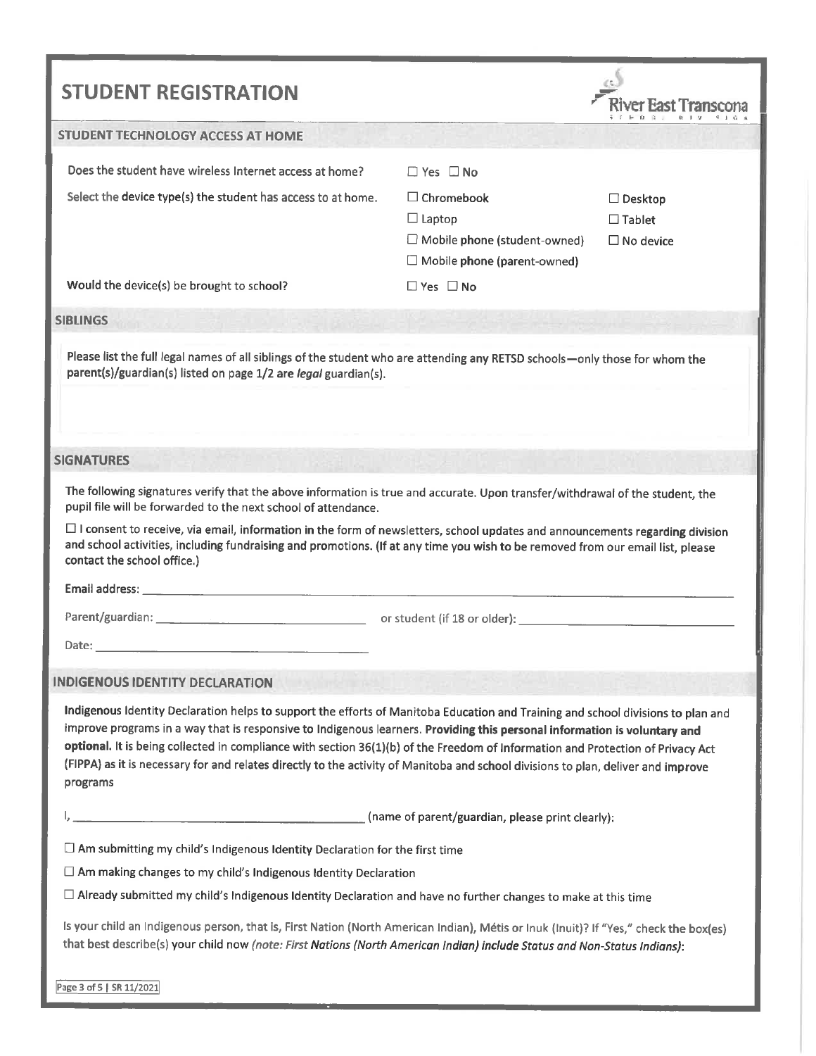# STUDENT REGISTRATION

River East Transcona

## STUDENT TECHNOLOGY ACCESS AT HOME

Does the student have wireless Internet access at home? ☐ Yes ☐ No

Select the device type(s) the student has access to at home.

- ☐ Chromebook
- ☐ Laptop
- ☐ Mobile phone (student-owned)
- ☐ Mobile phone (parent-owned)
- ☐ Desktop
- ☐ Tablet
- ☐ No device

Would the device(s) be brought to school? ☐ Yes ☐ No

## SIBLINGS

Please list the full legal names of all siblings of the student who are attending any RETSD schools—only those for whom the parent(s)/guardian(s) listed on page 1/2 are *legal* guardian(s).

## SIGNATURES

The following signatures verify that the above information is true and accurate. Upon transfer/withdrawal of the student, the pupil file will be forwarded to the next school of attendance.

☐ I consent to receive, via email, information in the form of newsletters, school updates and announcements regarding division and school activities, including fundraising and promotions. (If at any time you wish to be removed from our email list, please contact the school office.)

Email address: ______________________________

Parent/guardian: ______________________________ or student (if 18 or older): ______________________________

Date: ______________________________

## INDIGENOUS IDENTITY DECLARATION

**Indigenous Identity Declaration helps to support the efforts of Manitoba Education and Training and school divisions to plan and improve programs in a way that is responsive to Indigenous learners. Providing this personal information is voluntary and optional. It is being collected in compliance with section 36(1)(b) of the Freedom of Information and Protection of Privacy Act (FIPPA) as it is necessary for and relates directly to the activity of Manitoba and school divisions to plan, deliver and improve programs**

I, ______________________________ (name of parent/guardian, please print clearly):

☐ Am submitting my child's Indigenous Identity Declaration for the first time

☐ Am making changes to my child's Indigenous Identity Declaration

☐ Already submitted my child's Indigenous Identity Declaration and have no further changes to make at this time

Is your child an Indigenous person, that is, First Nation (North American Indian), Métis or Inuk (Inuit)? If "Yes," check the box(es) that best describe(s) your child now *(note: First Nations (North American Indian) include Status and Non-Status Indians)*:

SR 11/2021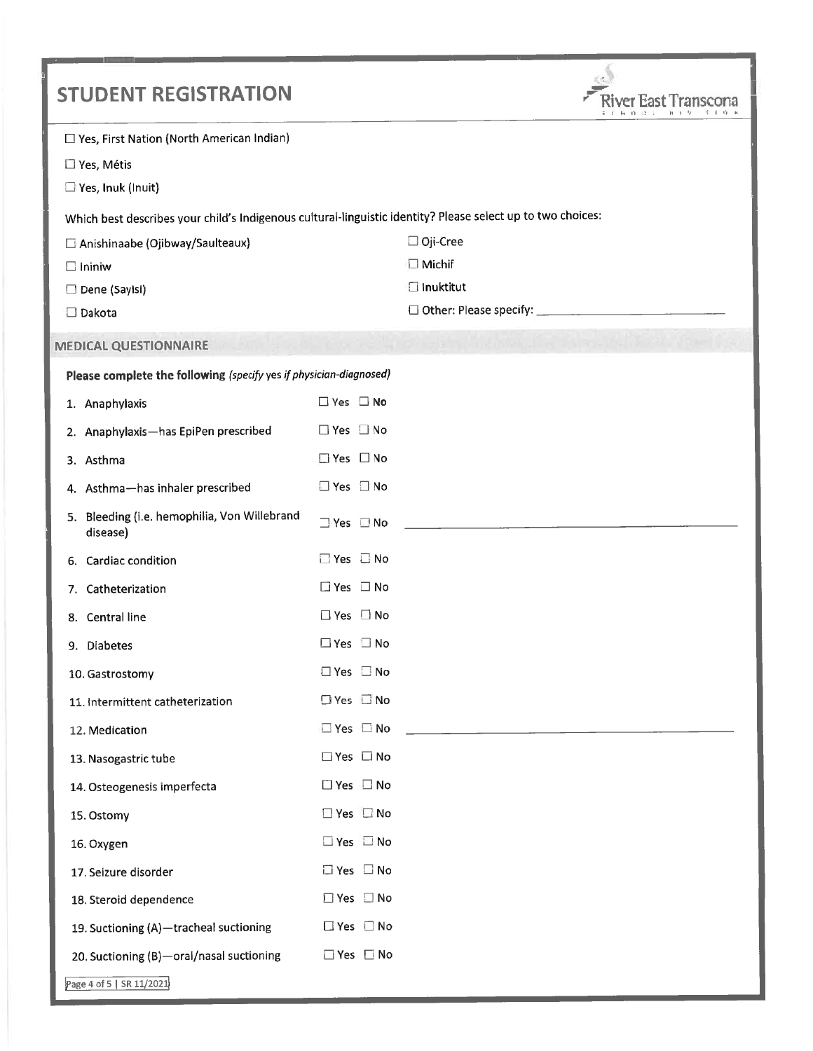# STUDENT REGISTRATION

River East Transcona

☐ Yes, First Nation (North American Indian)

☐ Yes, Métis

☐ Yes, Inuk (Inuit)

Which best describes your child's Indigenous cultural-linguistic identity? Please select up to two choices:

☐ Anishinaabe (Ojibway/Saulteaux)

☐ Ininiw

☐ Dene (Sayisi)

☐ Dakota

☐ Oji-Cree

☐ Michif

☐ Inuktitut

☐ Other: Please specify: ______________________

## MEDICAL QUESTIONNAIRE

**Please complete the following** *(specify yes if physician-diagnosed)*

| | | |
|---|---|---|
| 1. Anaphylaxis | ☐ Yes ☐ No | |
| 2. Anaphylaxis—has EpiPen prescribed | ☐ Yes ☐ No | |
| 3. Asthma | ☐ Yes ☐ No | |
| 4. Asthma—has inhaler prescribed | ☐ Yes ☐ No | |
| 5. Bleeding (i.e. hemophilia, Von Willebrand disease) | ☐ Yes ☐ No | ______________________ |
| 6. Cardiac condition | ☐ Yes ☐ No | |
| 7. Catheterization | ☐ Yes ☐ No | |
| 8. Central line | ☐ Yes ☐ No | |
| 9. Diabetes | ☐ Yes ☐ No | |
| 10. Gastrostomy | ☐ Yes ☐ No | |
| 11. Intermittent catheterization | ☐ Yes ☐ No | |
| 12. Medication | ☐ Yes ☐ No | ______________________ |
| 13. Nasogastric tube | ☐ Yes ☐ No | |
| 14. Osteogenesis imperfecta | ☐ Yes ☐ No | |
| 15. Ostomy | ☐ Yes ☐ No | |
| 16. Oxygen | ☐ Yes ☐ No | |
| 17. Seizure disorder | ☐ Yes ☐ No | |
| 18. Steroid dependence | ☐ Yes ☐ No | |
| 19. Suctioning (A)—tracheal suctioning | ☐ Yes ☐ No | |
| 20. Suctioning (B)—oral/nasal suctioning | ☐ Yes ☐ No | |

SR 11/2021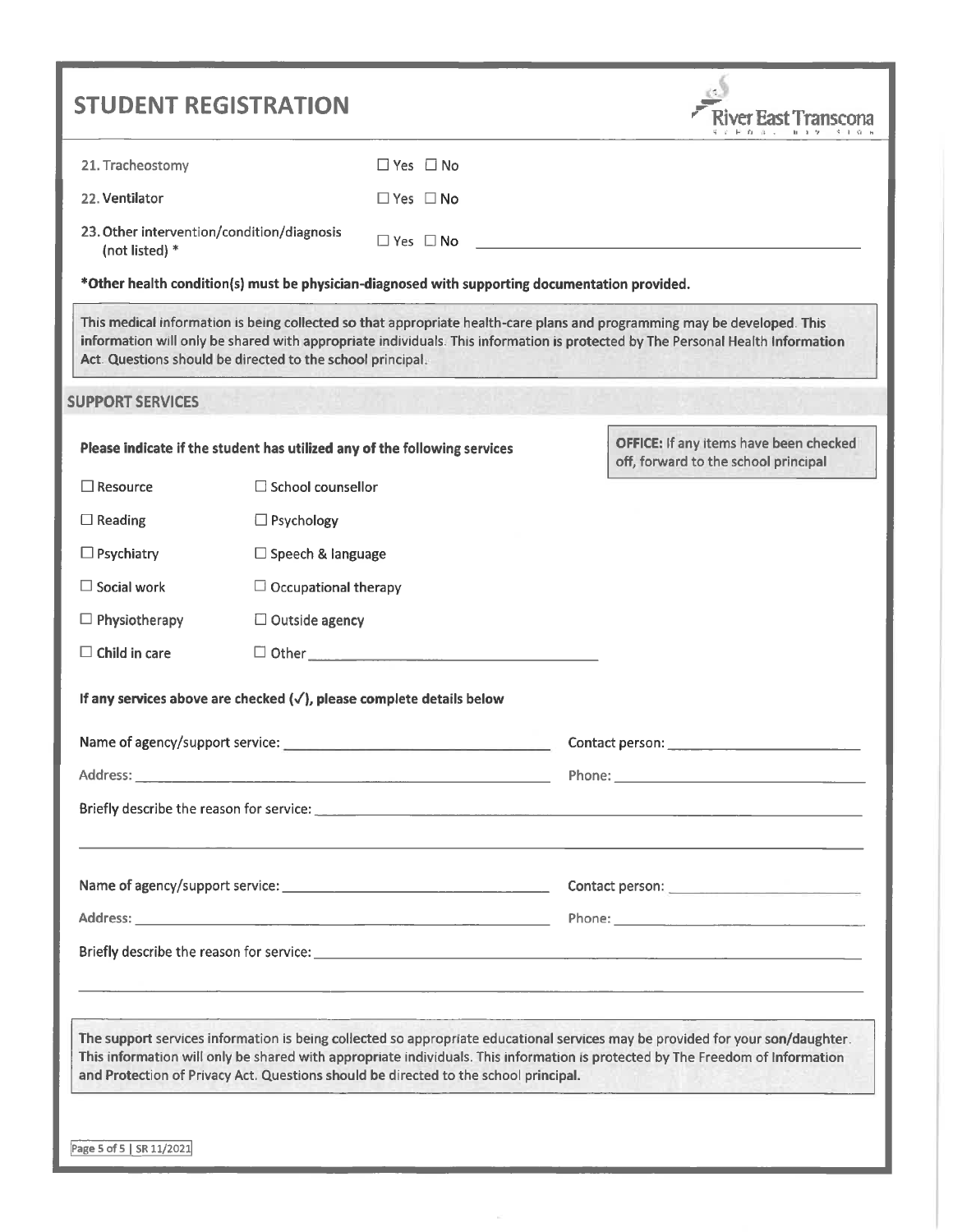# STUDENT REGISTRATION

River East Transcona School Division

| | | |
|---|---|---|
| 21. Tracheostomy | ☐ Yes ☐ No | |
| 22. Ventilator | ☐ Yes ☐ No | |
| 23. Other intervention/condition/diagnosis (not listed) * | ☐ Yes ☐ No | ______________________ |

**\*Other health condition(s) must be physician-diagnosed with supporting documentation provided.**

This medical information is being collected so that appropriate health-care plans and programming may be developed. This information will only be shared with appropriate individuals. This information is protected by The Personal Health Information Act. Questions should be directed to the school principal.

## SUPPORT SERVICES

**Please indicate if the student has utilized any of the following services**

**OFFICE:** If any items have been checked off, forward to the school principal

| | |
|---|---|
| ☐ Resource | ☐ School counsellor |
| ☐ Reading | ☐ Psychology |
| ☐ Psychiatry | ☐ Speech & language |
| ☐ Social work | ☐ Occupational therapy |
| ☐ Physiotherapy | ☐ Outside agency |
| ☐ Child in care | ☐ Other ______________________ |

**If any services above are checked (✓), please complete details below**

Name of agency/support service: ______________________ Contact person: ______________________

Address: ______________________ Phone: ______________________

Briefly describe the reason for service: ______________________

______________________

Name of agency/support service: ______________________ Contact person: ______________________

Address: ______________________ Phone: ______________________

Briefly describe the reason for service: ______________________

______________________

The support services information is being collected so appropriate educational services may be provided for your son/daughter. This information will only be shared with appropriate individuals. This information is protected by The Freedom of Information and Protection of Privacy Act. Questions should be directed to the school principal.

SR 11/2021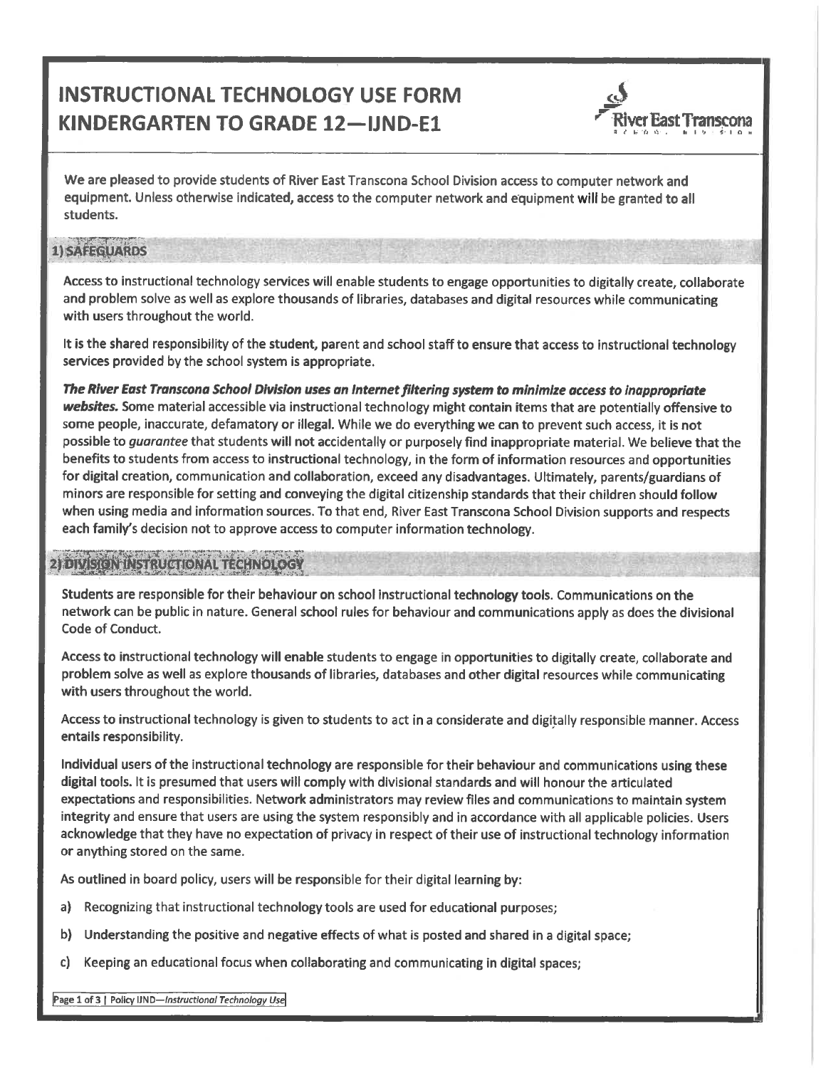# INSTRUCTIONAL TECHNOLOGY USE FORM KINDERGARTEN TO GRADE 12—IJND-E1

We are pleased to provide students of River East Transcona School Division access to computer network and equipment. Unless otherwise indicated, access to the computer network and equipment will be granted to all students.

## 1) SAFEGUARDS

Access to instructional technology services will enable students to engage opportunities to digitally create, collaborate and problem solve as well as explore thousands of libraries, databases and digital resources while communicating with users throughout the world.

It is the shared responsibility of the student, parent and school staff to ensure that access to instructional technology services provided by the school system is appropriate.

***The River East Transcona School Division uses an Internet filtering system to minimize access to inappropriate websites.*** Some material accessible via instructional technology might contain items that are potentially offensive to some people, inaccurate, defamatory or illegal. While we do everything we can to prevent such access, it is not possible to *guarantee* that students will not accidentally or purposely find inappropriate material. We believe that the benefits to students from access to instructional technology, in the form of information resources and opportunities for digital creation, communication and collaboration, exceed any disadvantages. Ultimately, parents/guardians of minors are responsible for setting and conveying the digital citizenship standards that their children should follow when using media and information sources. To that end, River East Transcona School Division supports and respects each family's decision not to approve access to computer information technology.

## 2) DIVISION INSTRUCTIONAL TECHNOLOGY

Students are responsible for their behaviour on school instructional technology tools. Communications on the network can be public in nature. General school rules for behaviour and communications apply as does the divisional Code of Conduct.

Access to instructional technology will enable students to engage in opportunities to digitally create, collaborate and problem solve as well as explore thousands of libraries, databases and other digital resources while communicating with users throughout the world.

Access to instructional technology is given to students to act in a considerate and digitally responsible manner. Access entails responsibility.

Individual users of the instructional technology are responsible for their behaviour and communications using these digital tools. It is presumed that users will comply with divisional standards and will honour the articulated expectations and responsibilities. Network administrators may review files and communications to maintain system integrity and ensure that users are using the system responsibly and in accordance with all applicable policies. Users acknowledge that they have no expectation of privacy in respect of their use of instructional technology information or anything stored on the same.

As outlined in board policy, users will be responsible for their digital learning by:

a) Recognizing that instructional technology tools are used for educational purposes;

b) Understanding the positive and negative effects of what is posted and shared in a digital space;

c) Keeping an educational focus when collaborating and communicating in digital spaces;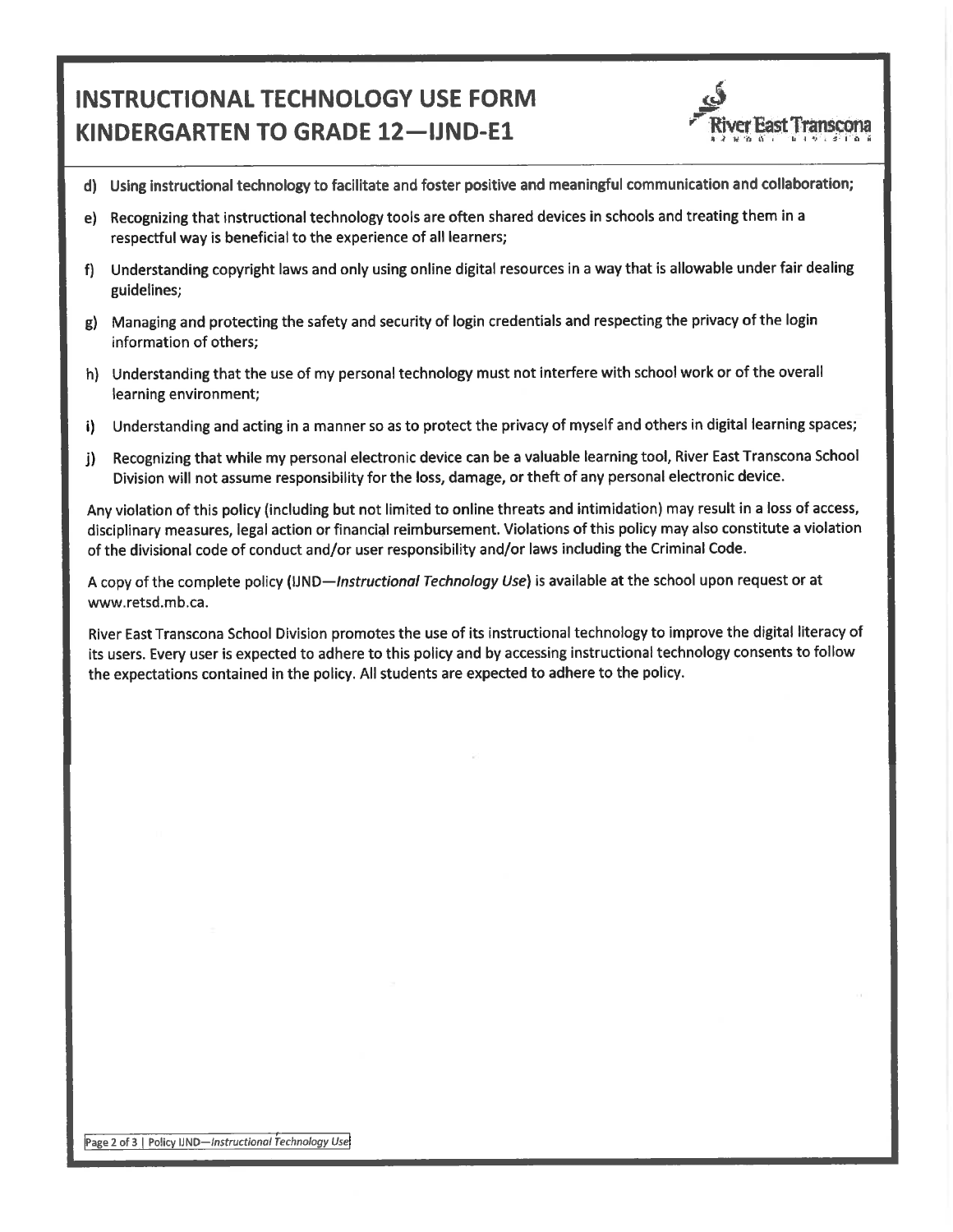# INSTRUCTIONAL TECHNOLOGY USE FORM KINDERGARTEN TO GRADE 12—IJND-E1

d) Using instructional technology to facilitate and foster positive and meaningful communication and collaboration;

e) Recognizing that instructional technology tools are often shared devices in schools and treating them in a respectful way is beneficial to the experience of all learners;

f) Understanding copyright laws and only using online digital resources in a way that is allowable under fair dealing guidelines;

g) Managing and protecting the safety and security of login credentials and respecting the privacy of the login information of others;

h) Understanding that the use of my personal technology must not interfere with school work or of the overall learning environment;

i) Understanding and acting in a manner so as to protect the privacy of myself and others in digital learning spaces;

j) Recognizing that while my personal electronic device can be a valuable learning tool, River East Transcona School Division will not assume responsibility for the loss, damage, or theft of any personal electronic device.

Any violation of this policy (including but not limited to online threats and intimidation) may result in a loss of access, disciplinary measures, legal action or financial reimbursement. Violations of this policy may also constitute a violation of the divisional code of conduct and/or user responsibility and/or laws including the Criminal Code.

A copy of the complete policy (IJND—*Instructional Technology Use*) is available at the school upon request or at www.retsd.mb.ca.

River East Transcona School Division promotes the use of its instructional technology to improve the digital literacy of its users. Every user is expected to adhere to this policy and by accessing instructional technology consents to follow the expectations contained in the policy. All students are expected to adhere to the policy.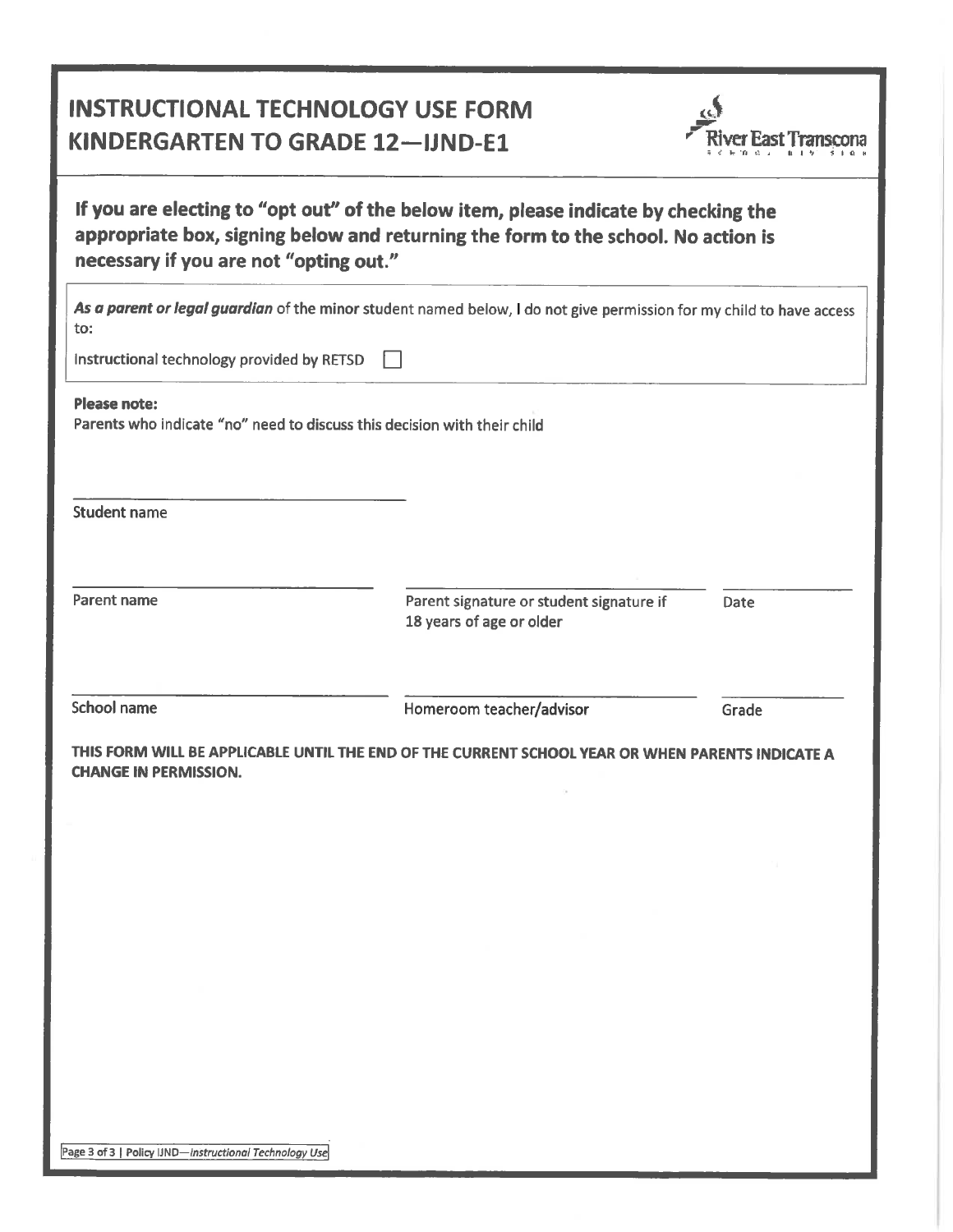# INSTRUCTIONAL TECHNOLOGY USE FORM KINDERGARTEN TO GRADE 12—IJND-E1

River East Transcona

**If you are electing to "opt out" of the below item, please indicate by checking the appropriate box, signing below and returning the form to the school. No action is necessary if you are not "opting out."**

***As a parent or legal guardian*** of the minor student named below, I do not give permission for my child to have access to:

Instructional technology provided by RETSD ☐

**Please note:**
Parents who indicate "no" need to discuss this decision with their child

_______________________________
Student name

_______________________________ _______________________________ ____________
Parent name | Parent signature or student signature if 18 years of age or older | Date

_______________________________ _______________________________ ____________
School name | Homeroom teacher/advisor | Grade

**THIS FORM WILL BE APPLICABLE UNTIL THE END OF THE CURRENT SCHOOL YEAR OR WHEN PARENTS INDICATE A CHANGE IN PERMISSION.**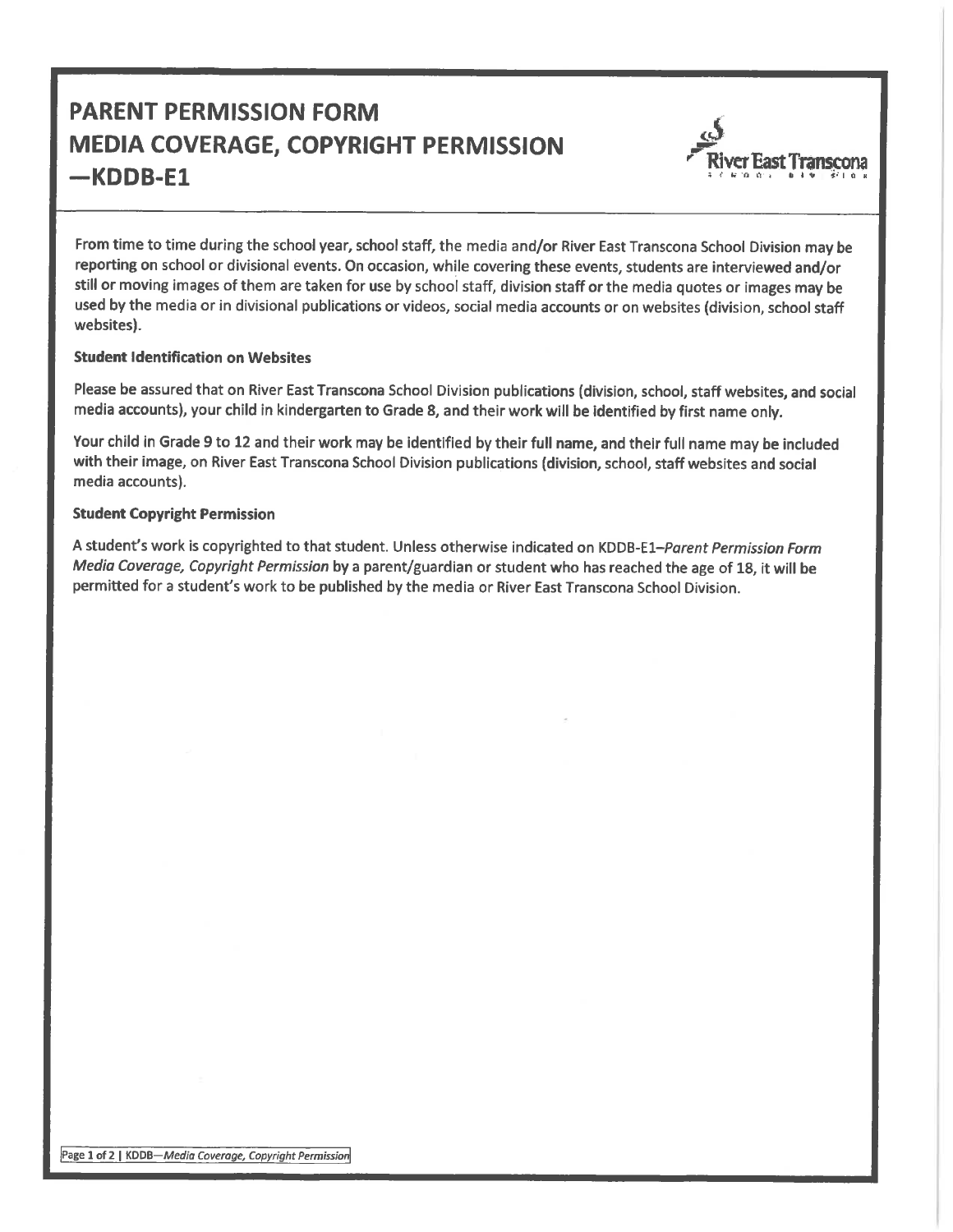# PARENT PERMISSION FORM MEDIA COVERAGE, COPYRIGHT PERMISSION —KDDB-E1

From time to time during the school year, school staff, the media and/or River East Transcona School Division may be reporting on school or divisional events. On occasion, while covering these events, students are interviewed and/or still or moving images of them are taken for use by school staff, division staff or the media quotes or images may be used by the media or in divisional publications or videos, social media accounts or on websites (division, school staff websites).

**Student Identification on Websites**

Please be assured that on River East Transcona School Division publications (division, school, staff websites, and social media accounts), your child in kindergarten to Grade 8, and their work will be identified by first name only.

Your child in Grade 9 to 12 and their work may be identified by their full name, and their full name may be included with their image, on River East Transcona School Division publications (division, school, staff websites and social media accounts).

**Student Copyright Permission**

A student's work is copyrighted to that student. Unless otherwise indicated on KDDB-E1–*Parent Permission Form Media Coverage, Copyright Permission* by a parent/guardian or student who has reached the age of 18, it will be permitted for a student's work to be published by the media or River East Transcona School Division.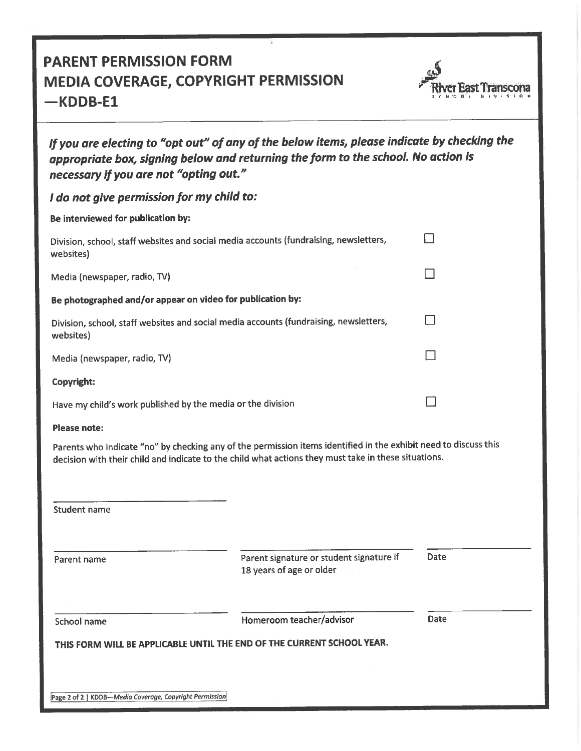# PARENT PERMISSION FORM
# MEDIA COVERAGE, COPYRIGHT PERMISSION —KDDB-E1

River East Transcona School Division

***If you are electing to "opt out" of any of the below items, please indicate by checking the appropriate box, signing below and returning the form to the school. No action is necessary if you are not "opting out."***

***I do not give permission for my child to:***

**Be interviewed for publication by:**

Division, school, staff websites and social media accounts (fundraising, newsletters, websites) ☐

Media (newspaper, radio, TV) ☐

**Be photographed and/or appear on video for publication by:**

Division, school, staff websites and social media accounts (fundraising, newsletters, websites) ☐

Media (newspaper, radio, TV) ☐

**Copyright:**

Have my child's work published by the media or the division ☐

**Please note:**

Parents who indicate "no" by checking any of the permission items identified in the exhibit need to discuss this decision with their child and indicate to the child what actions they must take in these situations.

______________________________
Student name

______________________________ ______________________________ ______________
Parent name | Parent signature or student signature if 18 years of age or older | Date

______________________________ ______________________________ ______________
School name | Homeroom teacher/advisor | Date

**THIS FORM WILL BE APPLICABLE UNTIL THE END OF THE CURRENT SCHOOL YEAR.**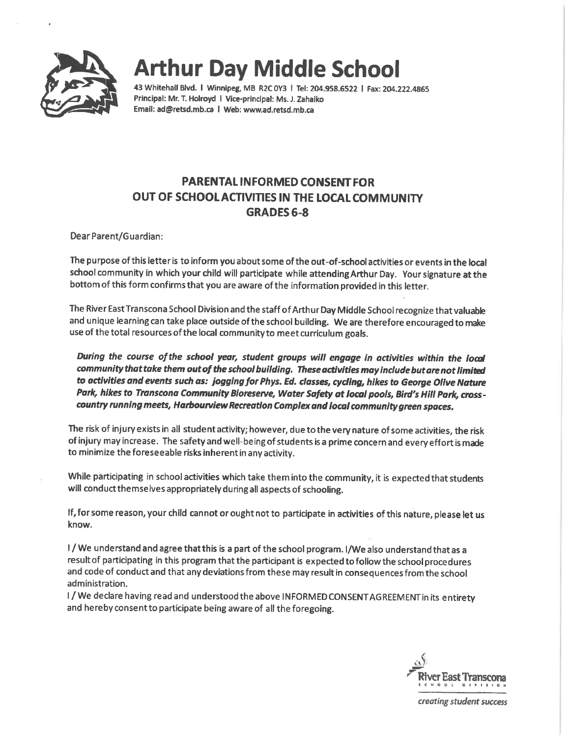# Arthur Day Middle School

43 Whitehall Blvd. | Winnipeg, MB R2C 0Y3 | Tel: 204.958.6522 | Fax: 204.222.4865
Principal: Mr. T. Holroyd | Vice-principal: Ms. J. Zahaiko
Email: ad@retsd.mb.ca | Web: www.ad.retsd.mb.ca

## PARENTAL INFORMED CONSENT FOR OUT OF SCHOOL ACTIVITIES IN THE LOCAL COMMUNITY GRADES 6-8

Dear Parent/Guardian:

The purpose of this letter is to inform you about some of the out-of-school activities or events in the local school community in which your child will participate while attending Arthur Day. Your signature at the bottom of this form confirms that you are aware of the information provided in this letter.

The River East Transcona School Division and the staff of Arthur Day Middle School recognize that valuable and unique learning can take place outside of the school building. We are therefore encouraged to make use of the total resources of the local community to meet curriculum goals.

***During the course of the school year, student groups will engage in activities within the local community that take them out of the school building. These activities may include but are not limited to activities and events such as: jogging for Phys. Ed. classes, cycling, hikes to George Olive Nature Park, hikes to Transcona Community Bioreserve, Water Safety at local pools, Bird's Hill Park, cross-country running meets, Harbourview Recreation Complex and local community green spaces.***

The risk of injury exists in all student activity; however, due to the very nature of some activities, the risk of injury may increase. The safety and well-being of students is a prime concern and every effort is made to minimize the foreseeable risks inherent in any activity.

While participating in school activities which take them into the community, it is expected that students will conduct themselves appropriately during all aspects of schooling.

If, for some reason, your child cannot or ought not to participate in activities of this nature, please let us know.

I / We understand and agree that this is a part of the school program. I/We also understand that as a result of participating in this program that the participant is expected to follow the school procedures and code of conduct and that any deviations from these may result in consequences from the school administration.

I / We declare having read and understood the above INFORMED CONSENT AGREEMENT in its entirety and hereby consent to participate being aware of all the foregoing.

River East Transcona School Division

*creating student success*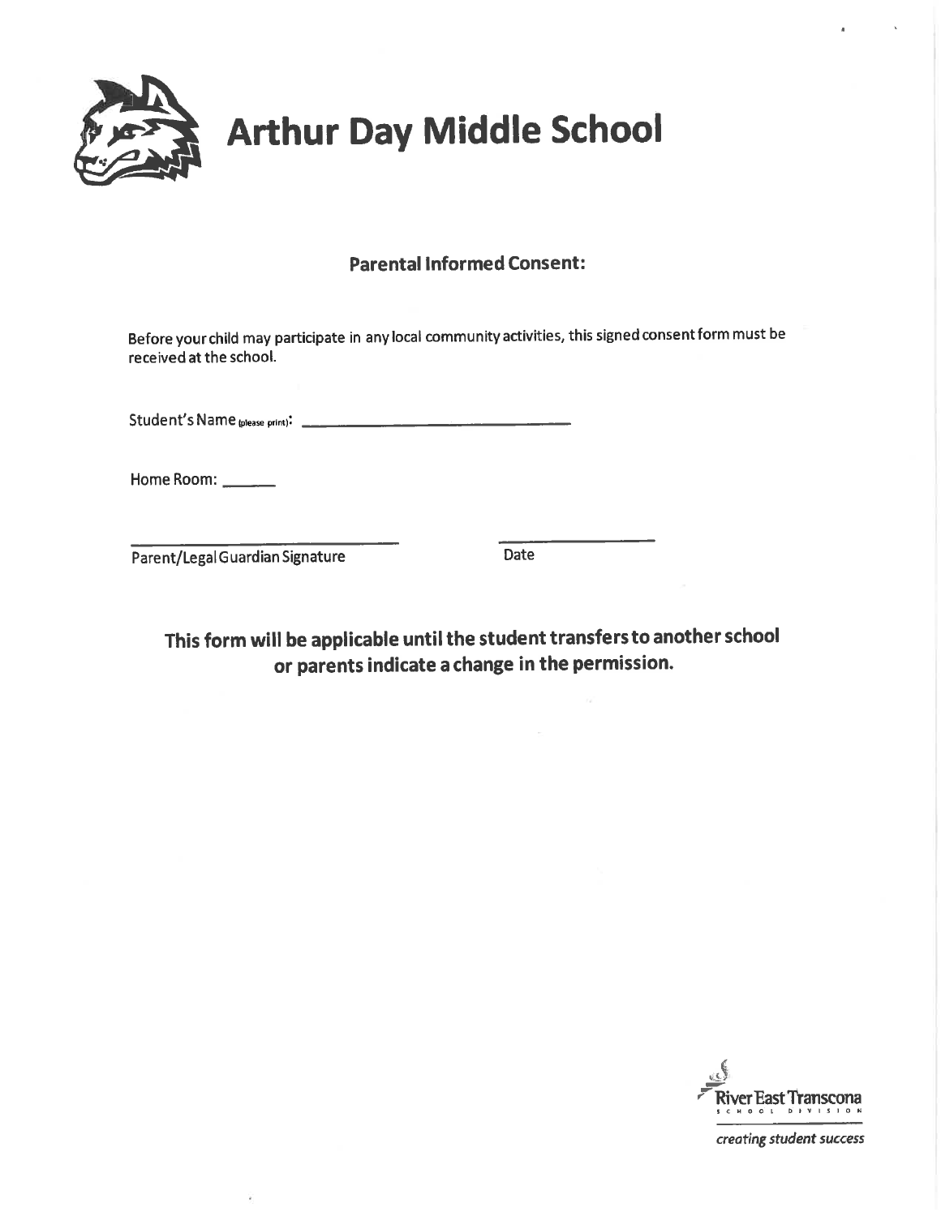# Arthur Day Middle School

## Parental Informed Consent:

Before your child may participate in any local community activities, this signed consent form must be received at the school.

Student's Name (please print): ______________________________

Home Room: ______

______________________________ &nbsp;&nbsp;&nbsp;&nbsp;&nbsp;&nbsp;&nbsp;&nbsp;&nbsp;&nbsp; __________________
Parent/Legal Guardian Signature &nbsp;&nbsp;&nbsp;&nbsp;&nbsp;&nbsp;&nbsp;&nbsp;&nbsp;&nbsp; Date

**This form will be applicable until the student transfers to another school or parents indicate a change in the permission.**

River East Transcona School Division

*creating student success*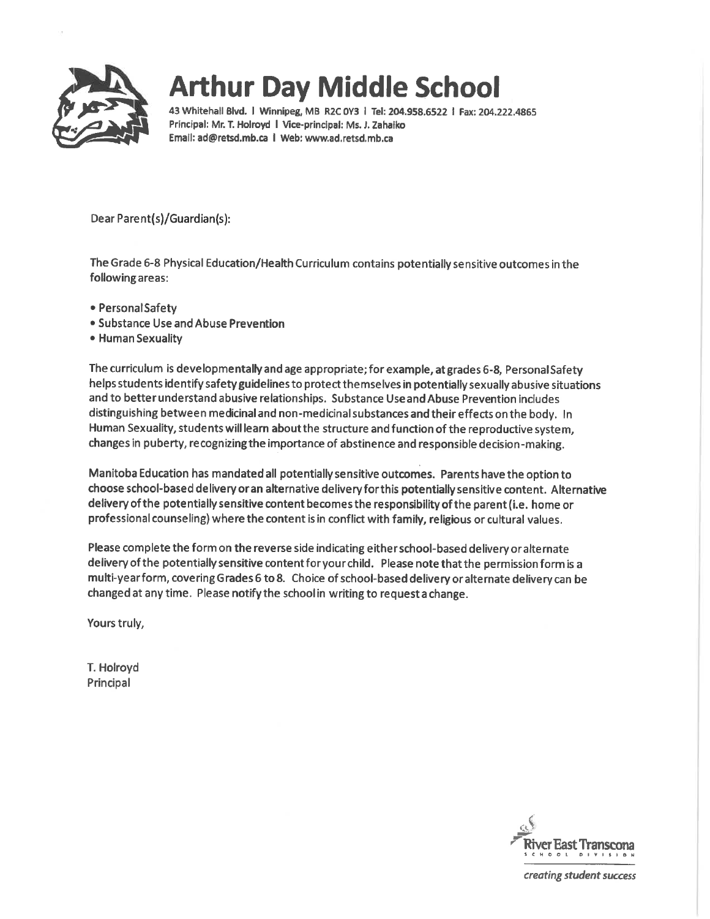# Arthur Day Middle School

**43 Whitehall Blvd. | Winnipeg, MB R2C 0Y3 | Tel: 204.958.6522 | Fax: 204.222.4865**
**Principal: Mr. T. Holroyd | Vice-principal: Ms. J. Zahaiko**
**Email: ad@retsd.mb.ca | Web: www.ad.retsd.mb.ca**

Dear Parent(s)/Guardian(s):

The Grade 6-8 Physical Education/Health Curriculum contains potentially sensitive outcomes in the following areas:

- Personal Safety
- Substance Use and Abuse Prevention
- Human Sexuality

The curriculum is developmentally and age appropriate; for example, at grades 6-8, Personal Safety helps students identify safety guidelines to protect themselves in potentially sexually abusive situations and to better understand abusive relationships. Substance Use and Abuse Prevention includes distinguishing between medicinal and non-medicinal substances and their effects on the body. In Human Sexuality, students will learn about the structure and function of the reproductive system, changes in puberty, recognizing the importance of abstinence and responsible decision-making.

Manitoba Education has mandated all potentially sensitive outcomes. Parents have the option to choose school-based delivery or an alternative delivery for this potentially sensitive content. Alternative delivery of the potentially sensitive content becomes the responsibility of the parent (i.e. home or professional counseling) where the content is in conflict with family, religious or cultural values.

Please complete the form on the reverse side indicating either school-based delivery or alternate delivery of the potentially sensitive content for your child. Please note that the permission form is a multi-year form, covering Grades 6 to 8. Choice of school-based delivery or alternate delivery can be changed at any time. Please notify the school in writing to request a change.

Yours truly,

T. Holroyd
Principal

River East Transcona
SCHOOL DIVISION

*creating student success*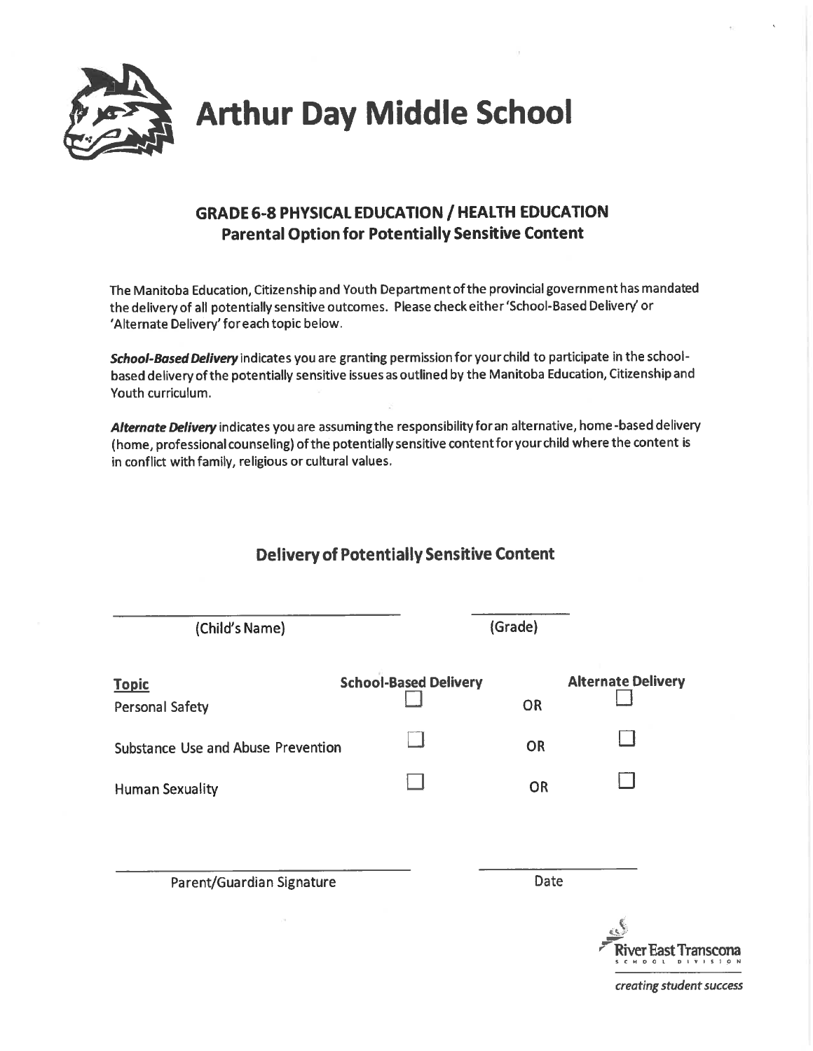# Arthur Day Middle School

## GRADE 6-8 PHYSICAL EDUCATION / HEALTH EDUCATION
## Parental Option for Potentially Sensitive Content

The Manitoba Education, Citizenship and Youth Department of the provincial government has mandated the delivery of all potentially sensitive outcomes. Please check either 'School-Based Delivery' or 'Alternate Delivery' for each topic below.

***School-Based Delivery*** indicates you are granting permission for your child to participate in the school-based delivery of the potentially sensitive issues as outlined by the Manitoba Education, Citizenship and Youth curriculum.

***Alternate Delivery*** indicates you are assuming the responsibility for an alternative, home-based delivery (home, professional counseling) of the potentially sensitive content for your child where the content is in conflict with family, religious or cultural values.

### Delivery of Potentially Sensitive Content

\_\_\_\_\_\_\_\_\_\_\_\_\_\_\_\_\_\_\_\_\_\_\_\_\_\_\_\_\_\_ (Child's Name)

\_\_\_\_\_\_\_\_\_\_ (Grade)

| Topic | School-Based Delivery | | Alternate Delivery |
|---|---|---|---|
| Personal Safety | ☐ | OR | ☐ |
| Substance Use and Abuse Prevention | ☐ | OR | ☐ |
| Human Sexuality | ☐ | OR | ☐ |

\_\_\_\_\_\_\_\_\_\_\_\_\_\_\_\_\_\_\_\_\_\_\_\_\_\_\_\_\_\_ Parent/Guardian Signature

\_\_\_\_\_\_\_\_\_\_\_\_\_\_\_\_ Date

River East Transcona School Division

*creating student success*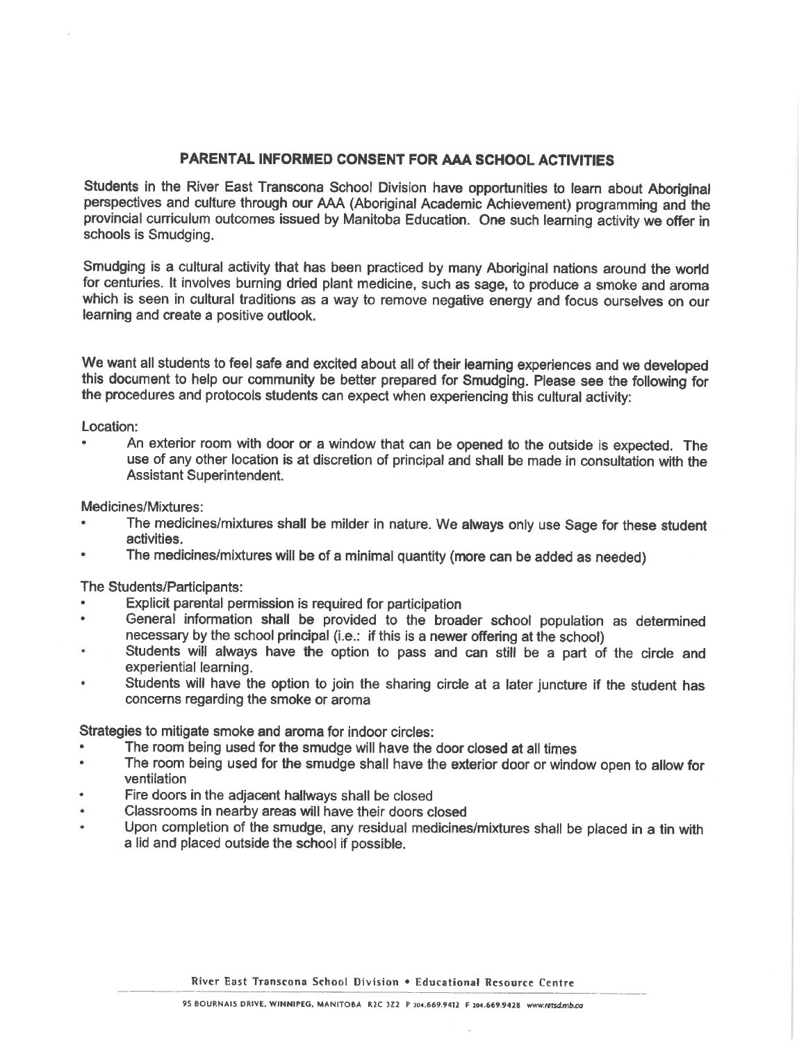## PARENTAL INFORMED CONSENT FOR AAA SCHOOL ACTIVITIES

Students in the River East Transcona School Division have opportunities to learn about Aboriginal perspectives and culture through our AAA (Aboriginal Academic Achievement) programming and the provincial curriculum outcomes issued by Manitoba Education. One such learning activity we offer in schools is Smudging.

Smudging is a cultural activity that has been practiced by many Aboriginal nations around the world for centuries. It involves burning dried plant medicine, such as sage, to produce a smoke and aroma which is seen in cultural traditions as a way to remove negative energy and focus ourselves on our learning and create a positive outlook.

We want all students to feel safe and excited about all of their learning experiences and we developed this document to help our community be better prepared for Smudging. Please see the following for the procedures and protocols students can expect when experiencing this cultural activity:

Location:

- An exterior room with door or a window that can be opened to the outside is expected. The use of any other location is at discretion of principal and shall be made in consultation with the Assistant Superintendent.

Medicines/Mixtures:

- The medicines/mixtures shall be milder in nature. We always only use Sage for these student activities.
- The medicines/mixtures will be of a minimal quantity (more can be added as needed)

The Students/Participants:

- Explicit parental permission is required for participation
- General information shall be provided to the broader school population as determined necessary by the school principal (i.e.: if this is a newer offering at the school)
- Students will always have the option to pass and can still be a part of the circle and experiential learning.
- Students will have the option to join the sharing circle at a later juncture if the student has concerns regarding the smoke or aroma

Strategies to mitigate smoke and aroma for indoor circles:

- The room being used for the smudge will have the door closed at all times
- The room being used for the smudge shall have the exterior door or window open to allow for ventilation
- Fire doors in the adjacent hallways shall be closed
- Classrooms in nearby areas will have their doors closed
- Upon completion of the smudge, any residual medicines/mixtures shall be placed in a tin with a lid and placed outside the school if possible.

River East Transcona School Division • Educational Resource Centre

95 BOURNAIS DRIVE, WINNIPEG, MANITOBA R2C 3Z2 P 204.669.9412 F 204.669.9428 www.retsd.mb.ca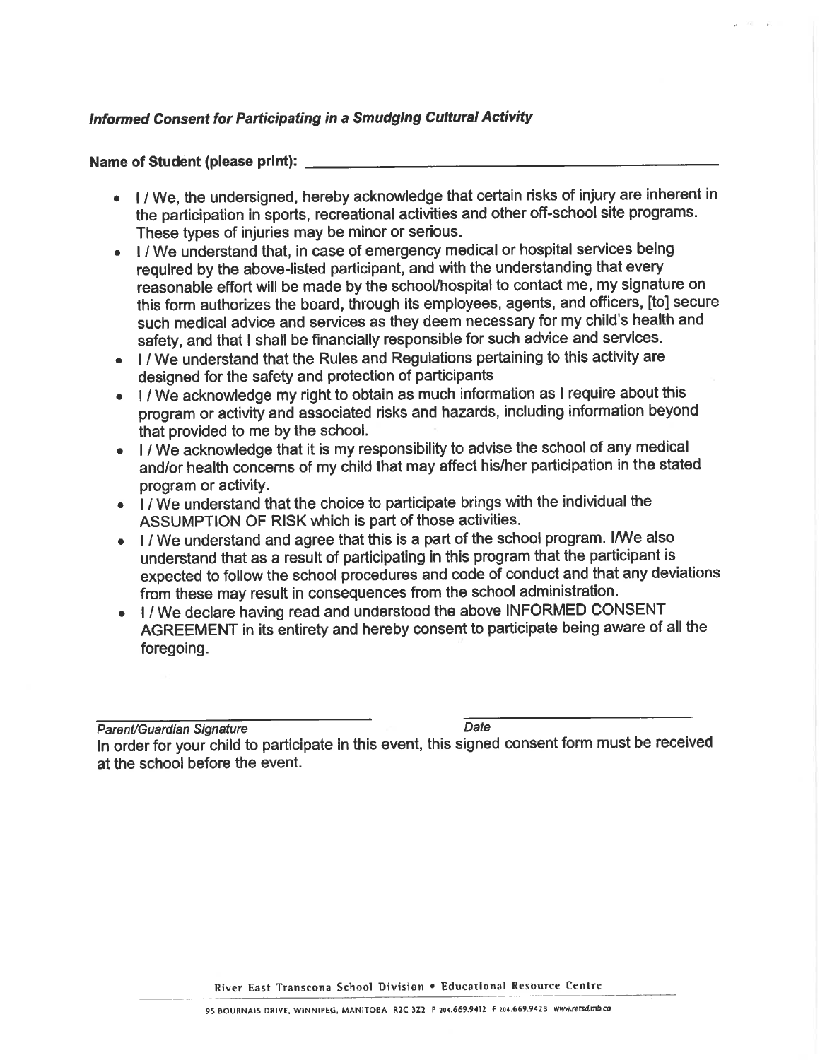***Informed Consent for Participating in a Smudging Cultural Activity***

**Name of Student (please print):** ______________________________________________

- I / We, the undersigned, hereby acknowledge that certain risks of injury are inherent in the participation in sports, recreational activities and other off-school site programs. These types of injuries may be minor or serious.
- I / We understand that, in case of emergency medical or hospital services being required by the above-listed participant, and with the understanding that every reasonable effort will be made by the school/hospital to contact me, my signature on this form authorizes the board, through its employees, agents, and officers, [to] secure such medical advice and services as they deem necessary for my child's health and safety, and that I shall be financially responsible for such advice and services.
- I / We understand that the Rules and Regulations pertaining to this activity are designed for the safety and protection of participants
- I / We acknowledge my right to obtain as much information as I require about this program or activity and associated risks and hazards, including information beyond that provided to me by the school.
- I / We acknowledge that it is my responsibility to advise the school of any medical and/or health concerns of my child that may affect his/her participation in the stated program or activity.
- I / We understand that the choice to participate brings with the individual the ASSUMPTION OF RISK which is part of those activities.
- I / We understand and agree that this is a part of the school program. I/We also understand that as a result of participating in this program that the participant is expected to follow the school procedures and code of conduct and that any deviations from these may result in consequences from the school administration.
- I / We declare having read and understood the above INFORMED CONSENT AGREEMENT in its entirety and hereby consent to participate being aware of all the foregoing.

______________________________ ______________________________

*Parent/Guardian Signature* *Date*

In order for your child to participate in this event, this signed consent form must be received at the school before the event.

River East Transcona School Division • Educational Resource Centre

95 BOURNAIS DRIVE, WINNIPEG, MANITOBA R2C 3Z2 P 204.669.9412 F 204.669.9428 www.retsd.mb.ca